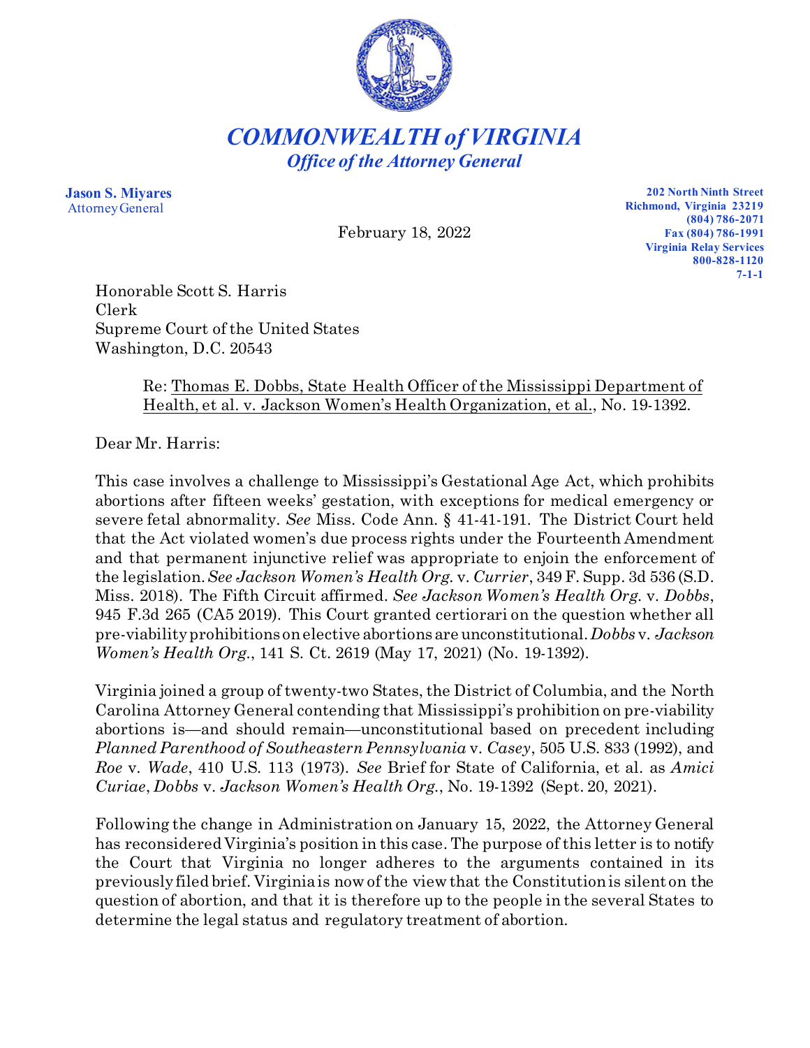# *COMMONWEALTH of VIRGINIA*
## *Office of the Attorney General*

**Jason S. Miyares**
Attorney General

February 18, 2022

**202 North Ninth Street**
**Richmond, Virginia 23219**
**(804) 786-2071**
**Fax (804) 786-1991**
**Virginia Relay Services**
**800-828-1120**
**7-1-1**

Honorable Scott S. Harris
Clerk
Supreme Court of the United States
Washington, D.C. 20543

Re: Thomas E. Dobbs, State Health Officer of the Mississippi Department of Health, et al. v. Jackson Women's Health Organization, et al., No. 19-1392.

Dear Mr. Harris:

This case involves a challenge to Mississippi's Gestational Age Act, which prohibits abortions after fifteen weeks' gestation, with exceptions for medical emergency or severe fetal abnormality. *See* Miss. Code Ann. § 41-41-191. The District Court held that the Act violated women's due process rights under the Fourteenth Amendment and that permanent injunctive relief was appropriate to enjoin the enforcement of the legislation. *See Jackson Women's Health Org.* v. *Currier*, 349 F. Supp. 3d 536 (S.D. Miss. 2018). The Fifth Circuit affirmed. *See Jackson Women's Health Org.* v. *Dobbs*, 945 F.3d 265 (CA5 2019). This Court granted certiorari on the question whether all pre-viability prohibitions on elective abortions are unconstitutional. *Dobbs* v. *Jackson Women's Health Org.*, 141 S. Ct. 2619 (May 17, 2021) (No. 19-1392).

Virginia joined a group of twenty-two States, the District of Columbia, and the North Carolina Attorney General contending that Mississippi's prohibition on pre-viability abortions is—and should remain—unconstitutional based on precedent including *Planned Parenthood of Southeastern Pennsylvania* v. *Casey*, 505 U.S. 833 (1992), and *Roe* v. *Wade*, 410 U.S. 113 (1973). *See* Brief for State of California, et al. as *Amici Curiae*, *Dobbs* v. *Jackson Women's Health Org.*, No. 19-1392 (Sept. 20, 2021).

Following the change in Administration on January 15, 2022, the Attorney General has reconsidered Virginia's position in this case. The purpose of this letter is to notify the Court that Virginia no longer adheres to the arguments contained in its previously filed brief. Virginia is now of the view that the Constitution is silent on the question of abortion, and that it is therefore up to the people in the several States to determine the legal status and regulatory treatment of abortion.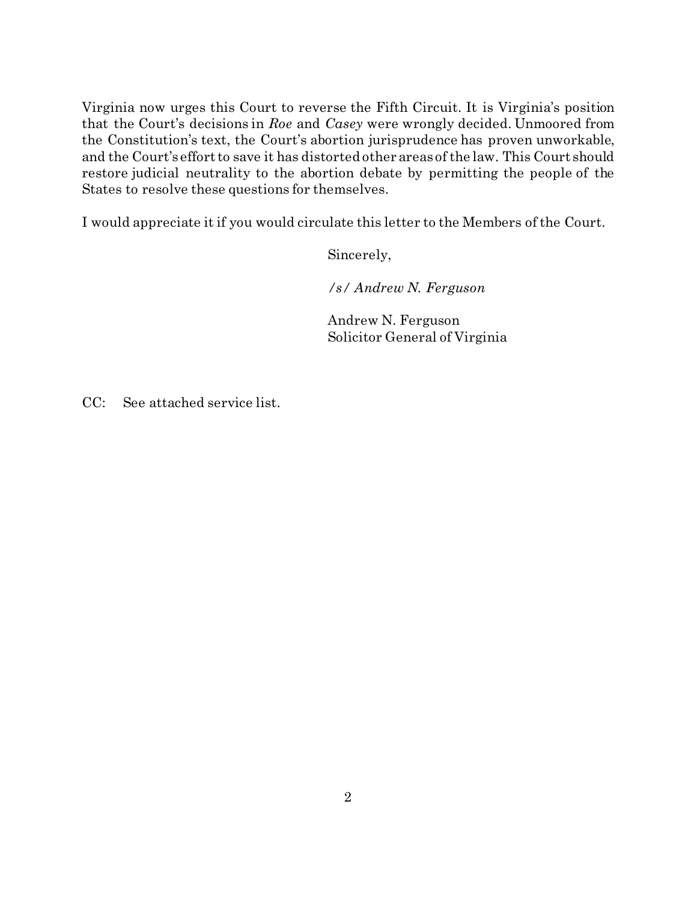Virginia now urges this Court to reverse the Fifth Circuit. It is Virginia's position that the Court's decisions in *Roe* and *Casey* were wrongly decided. Unmoored from the Constitution's text, the Court's abortion jurisprudence has proven unworkable, and the Court's effort to save it has distorted other areas of the law. This Court should restore judicial neutrality to the abortion debate by permitting the people of the States to resolve these questions for themselves.

I would appreciate it if you would circulate this letter to the Members of the Court.

Sincerely,

*/s/ Andrew N. Ferguson*

Andrew N. Ferguson
Solicitor General of Virginia

CC: See attached service list.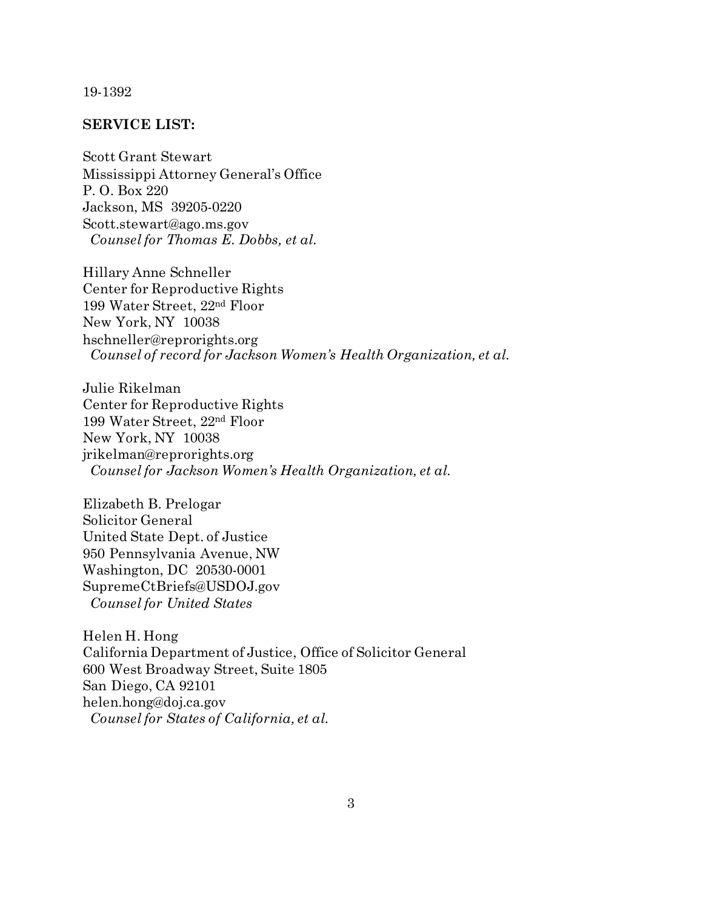19-1392

**SERVICE LIST:**

Scott Grant Stewart
Mississippi Attorney General's Office
P. O. Box 220
Jackson, MS 39205-0220
Scott.stewart@ago.ms.gov
*Counsel for Thomas E. Dobbs, et al.*

Hillary Anne Schneller
Center for Reproductive Rights
199 Water Street, 22nd Floor
New York, NY 10038
hschneller@reprorights.org
*Counsel of record for Jackson Women's Health Organization, et al.*

Julie Rikelman
Center for Reproductive Rights
199 Water Street, 22nd Floor
New York, NY 10038
jrikelman@reprorights.org
*Counsel for Jackson Women's Health Organization, et al.*

Elizabeth B. Prelogar
Solicitor General
United State Dept. of Justice
950 Pennsylvania Avenue, NW
Washington, DC 20530-0001
SupremeCtBriefs@USDOJ.gov
*Counsel for United States*

Helen H. Hong
California Department of Justice, Office of Solicitor General
600 West Broadway Street, Suite 1805
San Diego, CA 92101
helen.hong@doj.ca.gov
*Counsel for States of California, et al.*